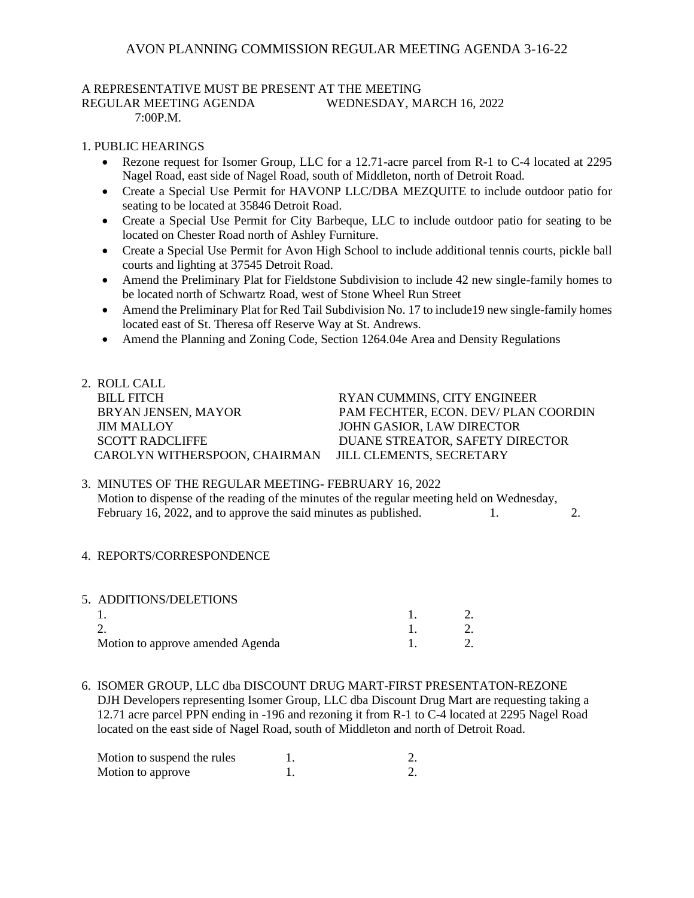# AVON PLANNING COMMISSION REGULAR MEETING AGENDA 3-16-22

A REPRESENTATIVE MUST BE PRESENT AT THE MEETING
REGULAR MEETING AGENDA WEDNESDAY, MARCH 16, 2022
7:00P.M.

1. PUBLIC HEARINGS
   - Rezone request for Isomer Group, LLC for a 12.71-acre parcel from R-1 to C-4 located at 2295 Nagel Road, east side of Nagel Road, south of Middleton, north of Detroit Road.
   - Create a Special Use Permit for HAVONP LLC/DBA MEZQUITE to include outdoor patio for seating to be located at 35846 Detroit Road.
   - Create a Special Use Permit for City Barbeque, LLC to include outdoor patio for seating to be located on Chester Road north of Ashley Furniture.
   - Create a Special Use Permit for Avon High School to include additional tennis courts, pickle ball courts and lighting at 37545 Detroit Road.
   - Amend the Preliminary Plat for Fieldstone Subdivision to include 42 new single-family homes to be located north of Schwartz Road, west of Stone Wheel Run Street
   - Amend the Preliminary Plat for Red Tail Subdivision No. 17 to include19 new single-family homes located east of St. Theresa off Reserve Way at St. Andrews.
   - Amend the Planning and Zoning Code, Section 1264.04e Area and Density Regulations

2. ROLL CALL

| | |
|---|---|
| BILL FITCH | RYAN CUMMINS, CITY ENGINEER |
| BRYAN JENSEN, MAYOR | PAM FECHTER, ECON. DEV/ PLAN COORDIN |
| JIM MALLOY | JOHN GASIOR, LAW DIRECTOR |
| SCOTT RADCLIFFE | DUANE STREATOR, SAFETY DIRECTOR |
| CAROLYN WITHERSPOON, CHAIRMAN | JILL CLEMENTS, SECRETARY |

3. MINUTES OF THE REGULAR MEETING- FEBRUARY 16, 2022
   Motion to dispense of the reading of the minutes of the regular meeting held on Wednesday, February 16, 2022, and to approve the said minutes as published. 1. 2.

4. REPORTS/CORRESPONDENCE

5. ADDITIONS/DELETIONS

| | | |
|---|---|---|
| 1. | 1. | 2. |
| 2. | 1. | 2. |
| Motion to approve amended Agenda | 1. | 2. |

6. ISOMER GROUP, LLC dba DISCOUNT DRUG MART-FIRST PRESENTATON-REZONE
   DJH Developers representing Isomer Group, LLC dba Discount Drug Mart are requesting taking a 12.71 acre parcel PPN ending in -196 and rezoning it from R-1 to C-4 located at 2295 Nagel Road located on the east side of Nagel Road, south of Middleton and north of Detroit Road.

| | | |
|---|---|---|
| Motion to suspend the rules | 1. | 2. |
| Motion to approve | 1. | 2. |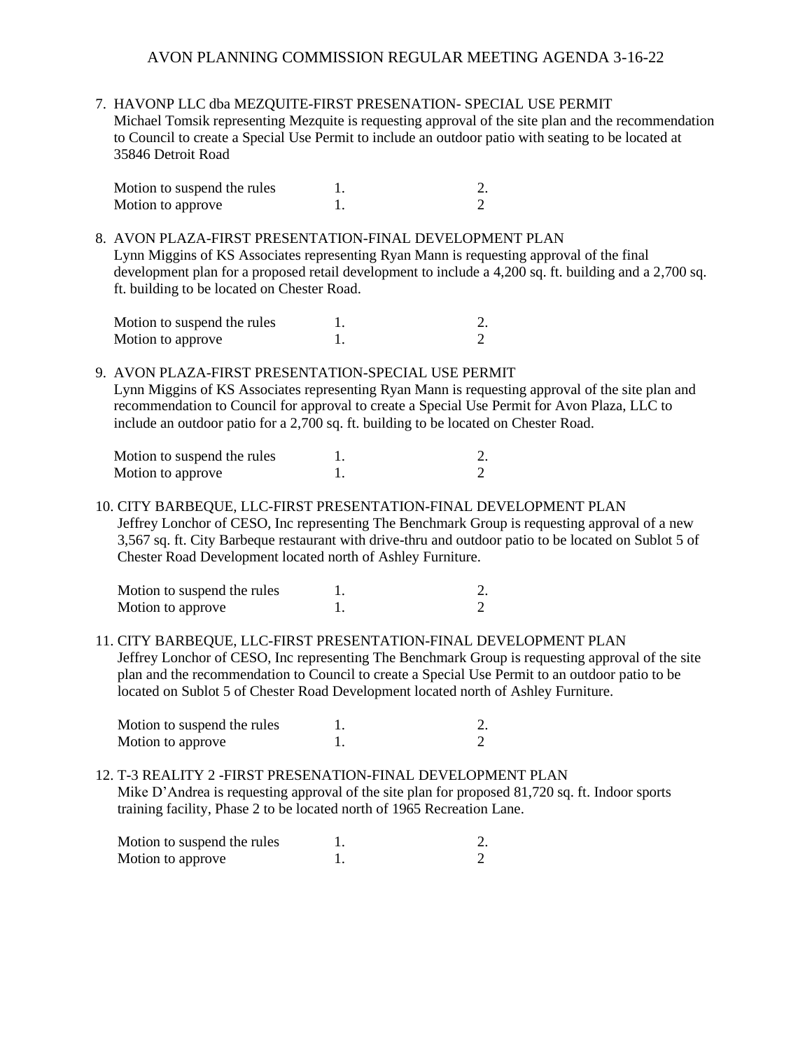AVON PLANNING COMMISSION REGULAR MEETING AGENDA 3-16-22

7. HAVONP LLC dba MEZQUITE-FIRST PRESENATION- SPECIAL USE PERMIT
   Michael Tomsik representing Mezquite is requesting approval of the site plan and the recommendation to Council to create a Special Use Permit to include an outdoor patio with seating to be located at 35846 Detroit Road

   | | | |
   |---|---|---|
   | Motion to suspend the rules | 1. | 2. |
   | Motion to approve | 1. | 2 |

8. AVON PLAZA-FIRST PRESENTATION-FINAL DEVELOPMENT PLAN
   Lynn Miggins of KS Associates representing Ryan Mann is requesting approval of the final development plan for a proposed retail development to include a 4,200 sq. ft. building and a 2,700 sq. ft. building to be located on Chester Road.

   | | | |
   |---|---|---|
   | Motion to suspend the rules | 1. | 2. |
   | Motion to approve | 1. | 2 |

9. AVON PLAZA-FIRST PRESENTATION-SPECIAL USE PERMIT
   Lynn Miggins of KS Associates representing Ryan Mann is requesting approval of the site plan and recommendation to Council for approval to create a Special Use Permit for Avon Plaza, LLC to include an outdoor patio for a 2,700 sq. ft. building to be located on Chester Road.

   | | | |
   |---|---|---|
   | Motion to suspend the rules | 1. | 2. |
   | Motion to approve | 1. | 2 |

10. CITY BARBEQUE, LLC-FIRST PRESENTATION-FINAL DEVELOPMENT PLAN
    Jeffrey Lonchor of CESO, Inc representing The Benchmark Group is requesting approval of a new 3,567 sq. ft. City Barbeque restaurant with drive-thru and outdoor patio to be located on Sublot 5 of Chester Road Development located north of Ashley Furniture.

    | | | |
    |---|---|---|
    | Motion to suspend the rules | 1. | 2. |
    | Motion to approve | 1. | 2 |

11. CITY BARBEQUE, LLC-FIRST PRESENTATION-FINAL DEVELOPMENT PLAN
    Jeffrey Lonchor of CESO, Inc representing The Benchmark Group is requesting approval of the site plan and the recommendation to Council to create a Special Use Permit to an outdoor patio to be located on Sublot 5 of Chester Road Development located north of Ashley Furniture.

    | | | |
    |---|---|---|
    | Motion to suspend the rules | 1. | 2. |
    | Motion to approve | 1. | 2 |

12. T-3 REALITY 2 -FIRST PRESENATION-FINAL DEVELOPMENT PLAN
    Mike D'Andrea is requesting approval of the site plan for proposed 81,720 sq. ft. Indoor sports training facility, Phase 2 to be located north of 1965 Recreation Lane.

    | | | |
    |---|---|---|
    | Motion to suspend the rules | 1. | 2. |
    | Motion to approve | 1. | 2 |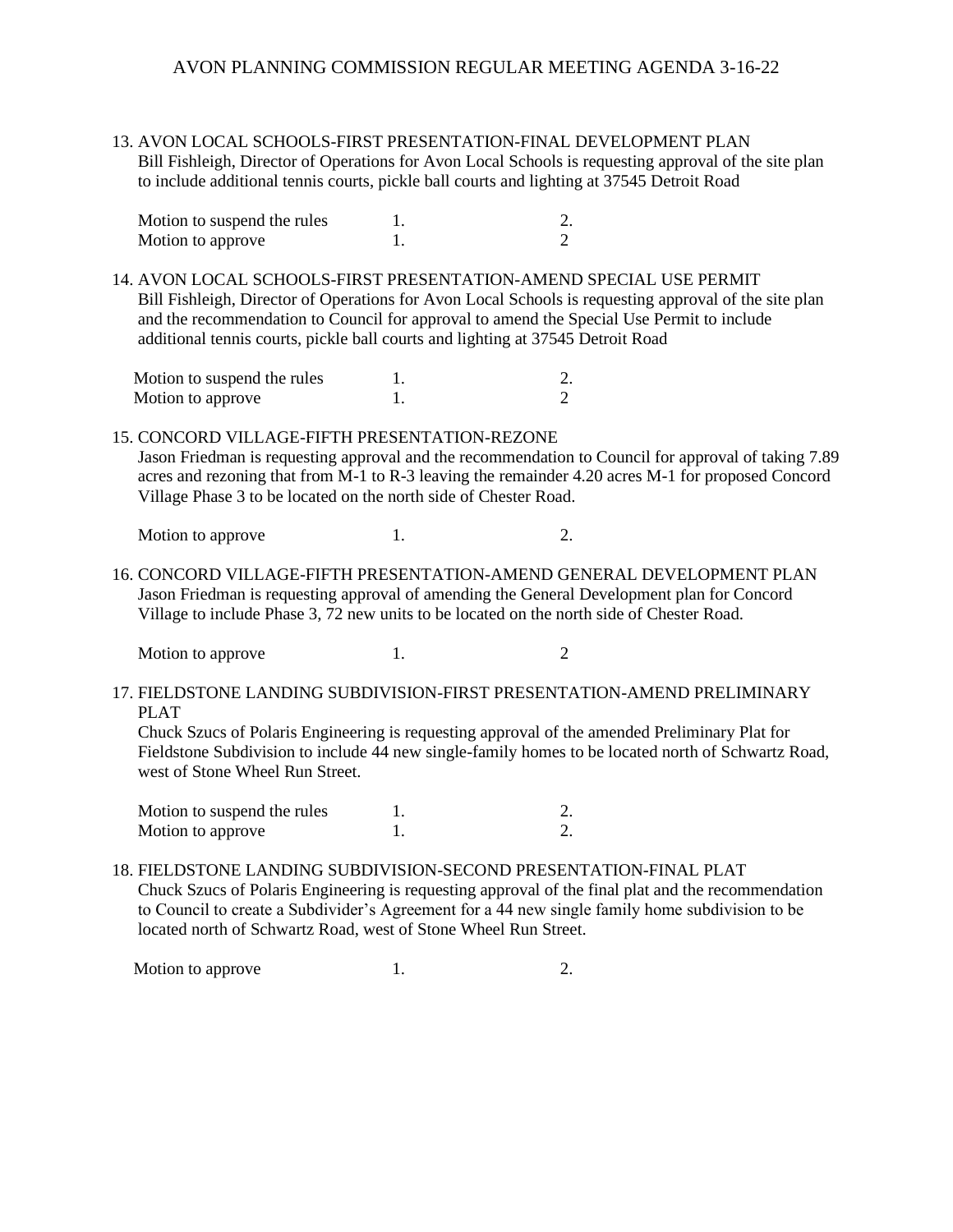13. AVON LOCAL SCHOOLS-FIRST PRESENTATION-FINAL DEVELOPMENT PLAN
    Bill Fishleigh, Director of Operations for Avon Local Schools is requesting approval of the site plan to include additional tennis courts, pickle ball courts and lighting at 37545 Detroit Road

| | | |
|---|---|---|
| Motion to suspend the rules | 1. | 2. |
| Motion to approve | 1. | 2 |

14. AVON LOCAL SCHOOLS-FIRST PRESENTATION-AMEND SPECIAL USE PERMIT
    Bill Fishleigh, Director of Operations for Avon Local Schools is requesting approval of the site plan and the recommendation to Council for approval to amend the Special Use Permit to include additional tennis courts, pickle ball courts and lighting at 37545 Detroit Road

| | | |
|---|---|---|
| Motion to suspend the rules | 1. | 2. |
| Motion to approve | 1. | 2 |

15. CONCORD VILLAGE-FIFTH PRESENTATION-REZONE
    Jason Friedman is requesting approval and the recommendation to Council for approval of taking 7.89 acres and rezoning that from M-1 to R-3 leaving the remainder 4.20 acres M-1 for proposed Concord Village Phase 3 to be located on the north side of Chester Road.

| | | |
|---|---|---|
| Motion to approve | 1. | 2. |

16. CONCORD VILLAGE-FIFTH PRESENTATION-AMEND GENERAL DEVELOPMENT PLAN
    Jason Friedman is requesting approval of amending the General Development plan for Concord Village to include Phase 3, 72 new units to be located on the north side of Chester Road.

| | | |
|---|---|---|
| Motion to approve | 1. | 2 |

17. FIELDSTONE LANDING SUBDIVISION-FIRST PRESENTATION-AMEND PRELIMINARY PLAT
    Chuck Szucs of Polaris Engineering is requesting approval of the amended Preliminary Plat for Fieldstone Subdivision to include 44 new single-family homes to be located north of Schwartz Road, west of Stone Wheel Run Street.

| | | |
|---|---|---|
| Motion to suspend the rules | 1. | 2. |
| Motion to approve | 1. | 2. |

18. FIELDSTONE LANDING SUBDIVISION-SECOND PRESENTATION-FINAL PLAT
    Chuck Szucs of Polaris Engineering is requesting approval of the final plat and the recommendation to Council to create a Subdivider's Agreement for a 44 new single family home subdivision to be located north of Schwartz Road, west of Stone Wheel Run Street.

| | | |
|---|---|---|
| Motion to approve | 1. | 2. |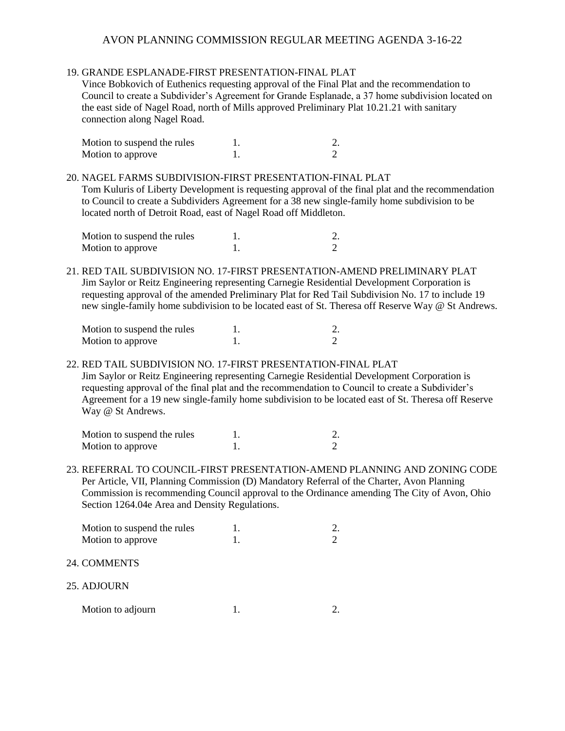# AVON PLANNING COMMISSION REGULAR MEETING AGENDA 3-16-22

19. GRANDE ESPLANADE-FIRST PRESENTATION-FINAL PLAT

Vince Bobkovich of Euthenics requesting approval of the Final Plat and the recommendation to Council to create a Subdivider's Agreement for Grande Esplanade, a 37 home subdivision located on the east side of Nagel Road, north of Mills approved Preliminary Plat 10.21.21 with sanitary connection along Nagel Road.

| | | |
|---|---|---|
| Motion to suspend the rules | 1. | 2. |
| Motion to approve | 1. | 2 |

20. NAGEL FARMS SUBDIVISION-FIRST PRESENTATION-FINAL PLAT

Tom Kuluris of Liberty Development is requesting approval of the final plat and the recommendation to Council to create a Subdividers Agreement for a 38 new single-family home subdivision to be located north of Detroit Road, east of Nagel Road off Middleton.

| | | |
|---|---|---|
| Motion to suspend the rules | 1. | 2. |
| Motion to approve | 1. | 2 |

21. RED TAIL SUBDIVISION NO. 17-FIRST PRESENTATION-AMEND PRELIMINARY PLAT

Jim Saylor or Reitz Engineering representing Carnegie Residential Development Corporation is requesting approval of the amended Preliminary Plat for Red Tail Subdivision No. 17 to include 19 new single-family home subdivision to be located east of St. Theresa off Reserve Way @ St Andrews.

| | | |
|---|---|---|
| Motion to suspend the rules | 1. | 2. |
| Motion to approve | 1. | 2 |

22. RED TAIL SUBDIVISION NO. 17-FIRST PRESENTATION-FINAL PLAT

Jim Saylor or Reitz Engineering representing Carnegie Residential Development Corporation is requesting approval of the final plat and the recommendation to Council to create a Subdivider's Agreement for a 19 new single-family home subdivision to be located east of St. Theresa off Reserve Way @ St Andrews.

| | | |
|---|---|---|
| Motion to suspend the rules | 1. | 2. |
| Motion to approve | 1. | 2 |

23. REFERRAL TO COUNCIL-FIRST PRESENTATION-AMEND PLANNING AND ZONING CODE

Per Article, VII, Planning Commission (D) Mandatory Referral of the Charter, Avon Planning Commission is recommending Council approval to the Ordinance amending The City of Avon, Ohio Section 1264.04e Area and Density Regulations.

| | | |
|---|---|---|
| Motion to suspend the rules | 1. | 2. |
| Motion to approve | 1. | 2 |

24. COMMENTS

25. ADJOURN

| | | |
|---|---|---|
| Motion to adjourn | 1. | 2. |